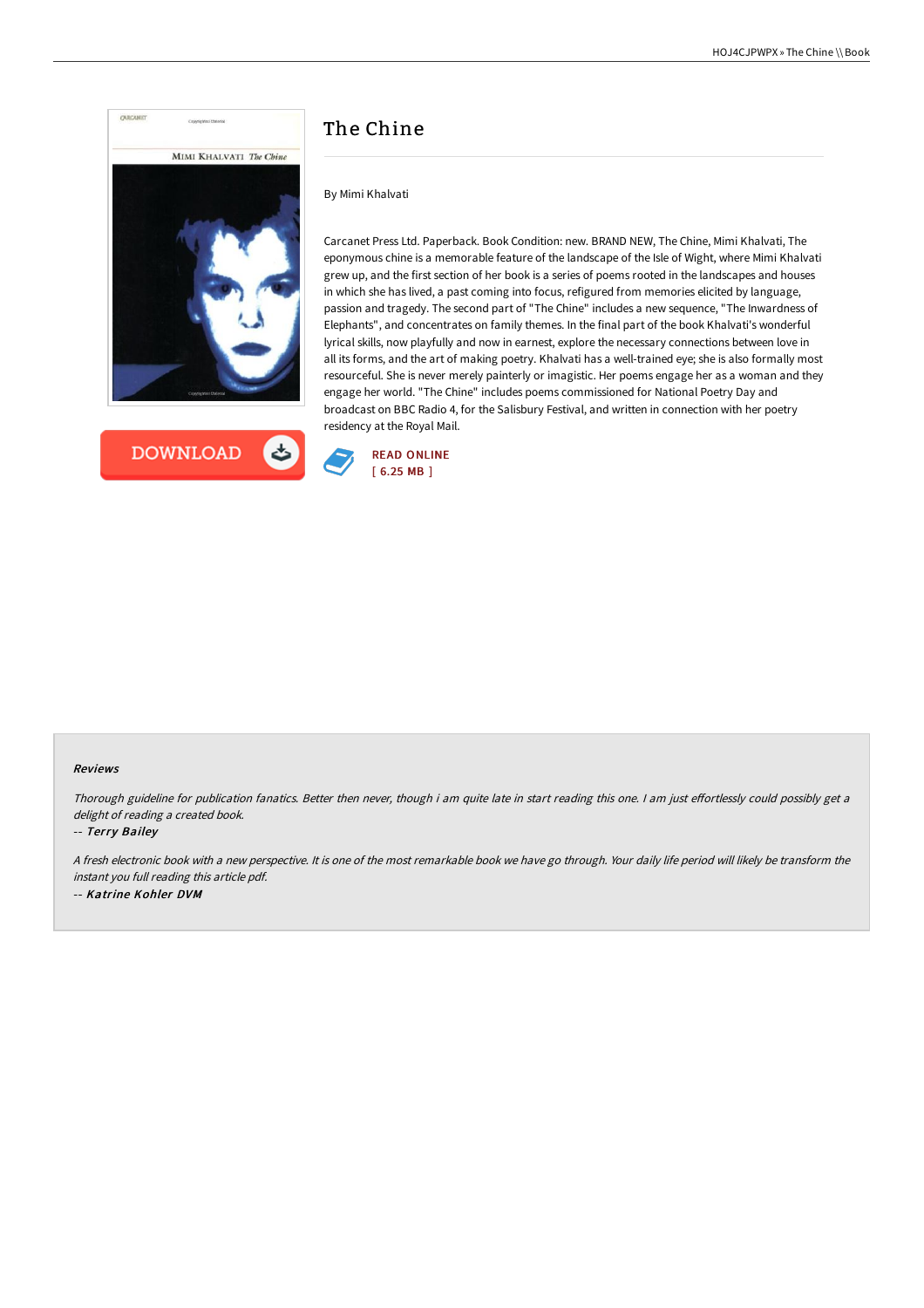# The Chine

By Mimi Khalvati

Carcanet Press Ltd. Paperback. Book Condition: new. BRAND NEW, The Chine, Mimi Khalvati, The eponymous chine is a memorable feature of the landscape of the Isle of Wight, where Mimi Khalvati grew up, and the first section of her book is a series of poems rooted in the landscapes and houses in which she has lived, a past coming into focus, refigured from memories elicited by language, passion and tragedy. The second part of "The Chine" includes a new sequence, "The Inwardness of Elephants", and concentrates on family themes. In the final part of the book Khalvati's wonderful lyrical skills, now playfully and now in earnest, explore the necessary connections between love in all its forms, and the art of making poetry. Khalvati has a well-trained eye; she is also formally most resourceful. She is never merely painterly or imagistic. Her poems engage her as a woman and they engage her world. "The Chine" includes poems commissioned for National Poetry Day and broadcast on BBC Radio 4, for the Salisbury Festival, and written in connection with her poetry residency at the Royal Mail.

DOWNLOAD

READ ONLINE
[ 6.25 MB ]

## Reviews

*Thorough guideline for publication fanatics. Better then never, though i am quite late in start reading this one. I am just effortlessly could possibly get a delight of reading a created book.*

-- *Terry Bailey*

*A fresh electronic book with a new perspective. It is one of the most remarkable book we have go through. Your daily life period will likely be transform the instant you full reading this article pdf.*

-- *Katrine Kohler DVM*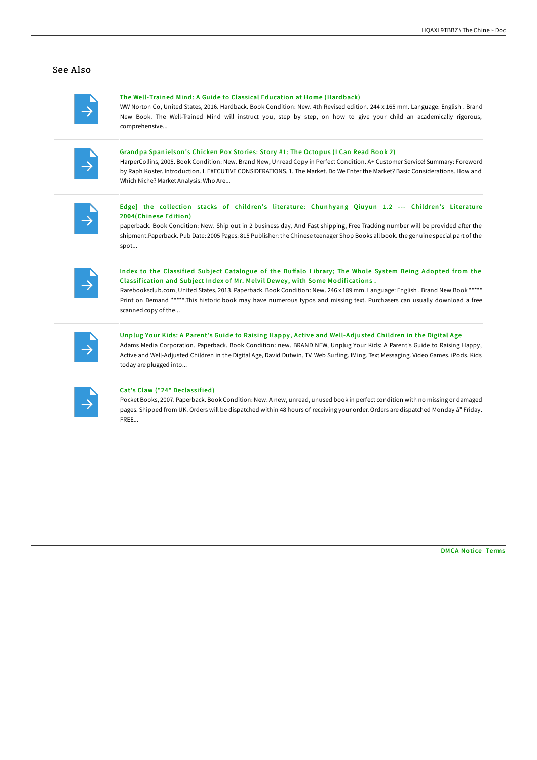## See Also

### The Well-Trained Mind: A Guide to Classical Education at Home (Hardback)

WW Norton Co, United States, 2016. Hardback. Book Condition: New. 4th Revised edition. 244 x 165 mm. Language: English . Brand New Book. The Well-Trained Mind will instruct you, step by step, on how to give your child an academically rigorous, comprehensive...

### Grandpa Spanielson's Chicken Pox Stories: Story #1: The Octopus (I Can Read Book 2)

HarperCollins, 2005. Book Condition: New. Brand New, Unread Copy in Perfect Condition. A+ Customer Service! Summary: Foreword by Raph Koster. Introduction. I. EXECUTIVE CONSIDERATIONS. 1. The Market. Do We Enter the Market? Basic Considerations. How and Which Niche? Market Analysis: Who Are...

### Edge] the collection stacks of children's literature: Chunhyang Qiuyun 1.2 --- Children's Literature 2004(Chinese Edition)

paperback. Book Condition: New. Ship out in 2 business day, And Fast shipping, Free Tracking number will be provided after the shipment.Paperback. Pub Date: 2005 Pages: 815 Publisher: the Chinese teenager Shop Books all book. the genuine special part of the spot...

### Index to the Classified Subject Catalogue of the Buffalo Library; The Whole System Being Adopted from the Classification and Subject Index of Mr. Melvil Dewey, with Some Modifications .

Rarebooksclub.com, United States, 2013. Paperback. Book Condition: New. 246 x 189 mm. Language: English . Brand New Book ***** Print on Demand *****.This historic book may have numerous typos and missing text. Purchasers can usually download a free scanned copy of the...

### Unplug Your Kids: A Parent's Guide to Raising Happy, Active and Well-Adjusted Children in the Digital Age

Adams Media Corporation. Paperback. Book Condition: new. BRAND NEW, Unplug Your Kids: A Parent's Guide to Raising Happy, Active and Well-Adjusted Children in the Digital Age, David Dutwin, TV. Web Surfing. IMing. Text Messaging. Video Games. iPods. Kids today are plugged into...

### Cat's Claw ("24" Declassified)

Pocket Books, 2007. Paperback. Book Condition: New. A new, unread, unused book in perfect condition with no missing or damaged pages. Shipped from UK. Orders will be dispatched within 48 hours of receiving your order. Orders are dispatched Monday â" Friday. FREE...

DMCA Notice | Terms